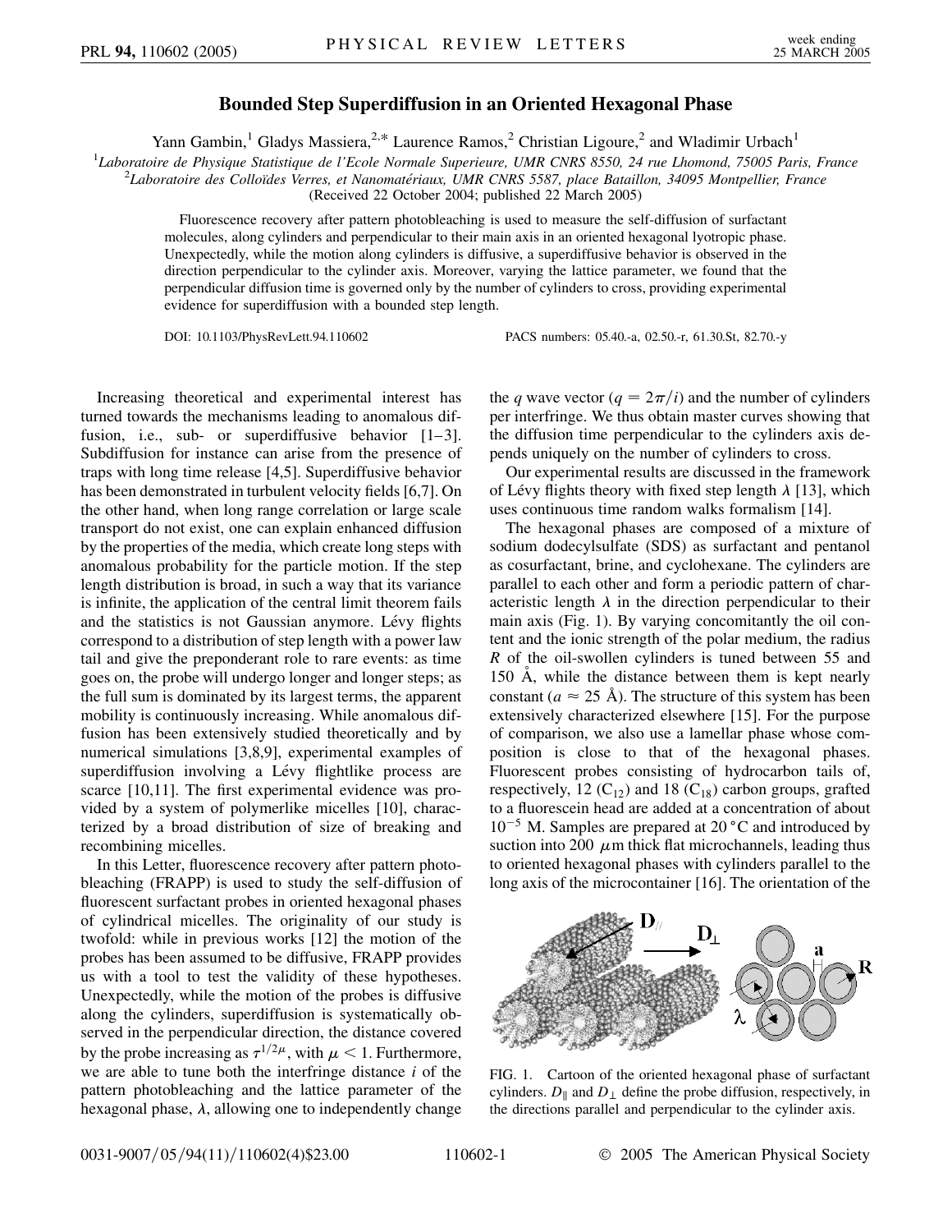# Bounded Step Superdiffusion in an Oriented Hexagonal Phase

Yann Gambin,[1] Gladys Massiera,[2,*] Laurence Ramos,[2] Christian Ligoure,[2] and Wladimir Urbach[1]

[1]*Laboratoire de Physique Statistique de l'Ecole Normale Superieure, UMR CNRS 8550, 24 rue Lhomond, 75005 Paris, France*
[2]*Laboratoire des Colloïdes Verres, et Nanomatériaux, UMR CNRS 5587, place Bataillon, 34095 Montpellier, France*
(Received 22 October 2004; published 22 March 2005)

Fluorescence recovery after pattern photobleaching is used to measure the self-diffusion of surfactant molecules, along cylinders and perpendicular to their main axis in an oriented hexagonal lyotropic phase. Unexpectedly, while the motion along cylinders is diffusive, a superdiffusive behavior is observed in the direction perpendicular to the cylinder axis. Moreover, varying the lattice parameter, we found that the perpendicular diffusion time is governed only by the number of cylinders to cross, providing experimental evidence for superdiffusion with a bounded step length.

DOI: 10.1103/PhysRevLett.94.110602 PACS numbers: 05.40.-a, 02.50.-r, 61.30.St, 82.70.-y

Increasing theoretical and experimental interest has turned towards the mechanisms leading to anomalous diffusion, i.e., sub- or superdiffusive behavior [1–3]. Subdiffusion for instance can arise from the presence of traps with long time release [4,5]. Superdiffusive behavior has been demonstrated in turbulent velocity fields [6,7]. On the other hand, when long range correlation or large scale transport do not exist, one can explain enhanced diffusion by the properties of the media, which create long steps with anomalous probability for the particle motion. If the step length distribution is broad, in such a way that its variance is infinite, the application of the central limit theorem fails and the statistics is not Gaussian anymore. Lévy flights correspond to a distribution of step length with a power law tail and give the preponderant role to rare events: as time goes on, the probe will undergo longer and longer steps; as the full sum is dominated by its largest terms, the apparent mobility is continuously increasing. While anomalous diffusion has been extensively studied theoretically and by numerical simulations [3,8,9], experimental examples of superdiffusion involving a Lévy flightlike process are scarce [10,11]. The first experimental evidence was provided by a system of polymerlike micelles [10], characterized by a broad distribution of size of breaking and recombining micelles.

In this Letter, fluorescence recovery after pattern photobleaching (FRAPP) is used to study the self-diffusion of fluorescent surfactant probes in oriented hexagonal phases of cylindrical micelles. The originality of our study is twofold: while in previous works [12] the motion of the probes has been assumed to be diffusive, FRAPP provides us with a tool to test the validity of these hypotheses. Unexpectedly, while the motion of the probes is diffusive along the cylinders, superdiffusion is systematically observed in the perpendicular direction, the distance covered by the probe increasing as $\tau^{1/2\mu}$, with $\mu < 1$. Furthermore, we are able to tune both the interfringe distance $i$ of the pattern photobleaching and the lattice parameter of the hexagonal phase, $\lambda$, allowing one to independently change the $q$ wave vector ($q = 2\pi/i$) and the number of cylinders per interfringe. We thus obtain master curves showing that the diffusion time perpendicular to the cylinders axis depends uniquely on the number of cylinders to cross.

Our experimental results are discussed in the framework of Lévy flights theory with fixed step length $\lambda$ [13], which uses continuous time random walks formalism [14].

The hexagonal phases are composed of a mixture of sodium dodecylsulfate (SDS) as surfactant and pentanol as cosurfactant, brine, and cyclohexane. The cylinders are parallel to each other and form a periodic pattern of characteristic length $\lambda$ in the direction perpendicular to their main axis (Fig. 1). By varying concomitantly the oil content and the ionic strength of the polar medium, the radius $R$ of the oil-swollen cylinders is tuned between 55 and 150 Å, while the distance between them is kept nearly constant ($a \approx 25$ Å). The structure of this system has been extensively characterized elsewhere [15]. For the purpose of comparison, we also use a lamellar phase whose composition is close to that of the hexagonal phases. Fluorescent probes consisting of hydrocarbon tails of, respectively, 12 ($C_{12}$) and 18 ($C_{18}$) carbon groups, grafted to a fluorescein head are added at a concentration of about $10^{-5}$ M. Samples are prepared at 20 °C and introduced by suction into 200 $\mu$m thick flat microchannels, leading thus to oriented hexagonal phases with cylinders parallel to the long axis of the microcontainer [16]. The orientation of the

FIG. 1. Cartoon of the oriented hexagonal phase of surfactant cylinders. $D_\parallel$ and $D_\perp$ define the probe diffusion, respectively, in the directions parallel and perpendicular to the cylinder axis.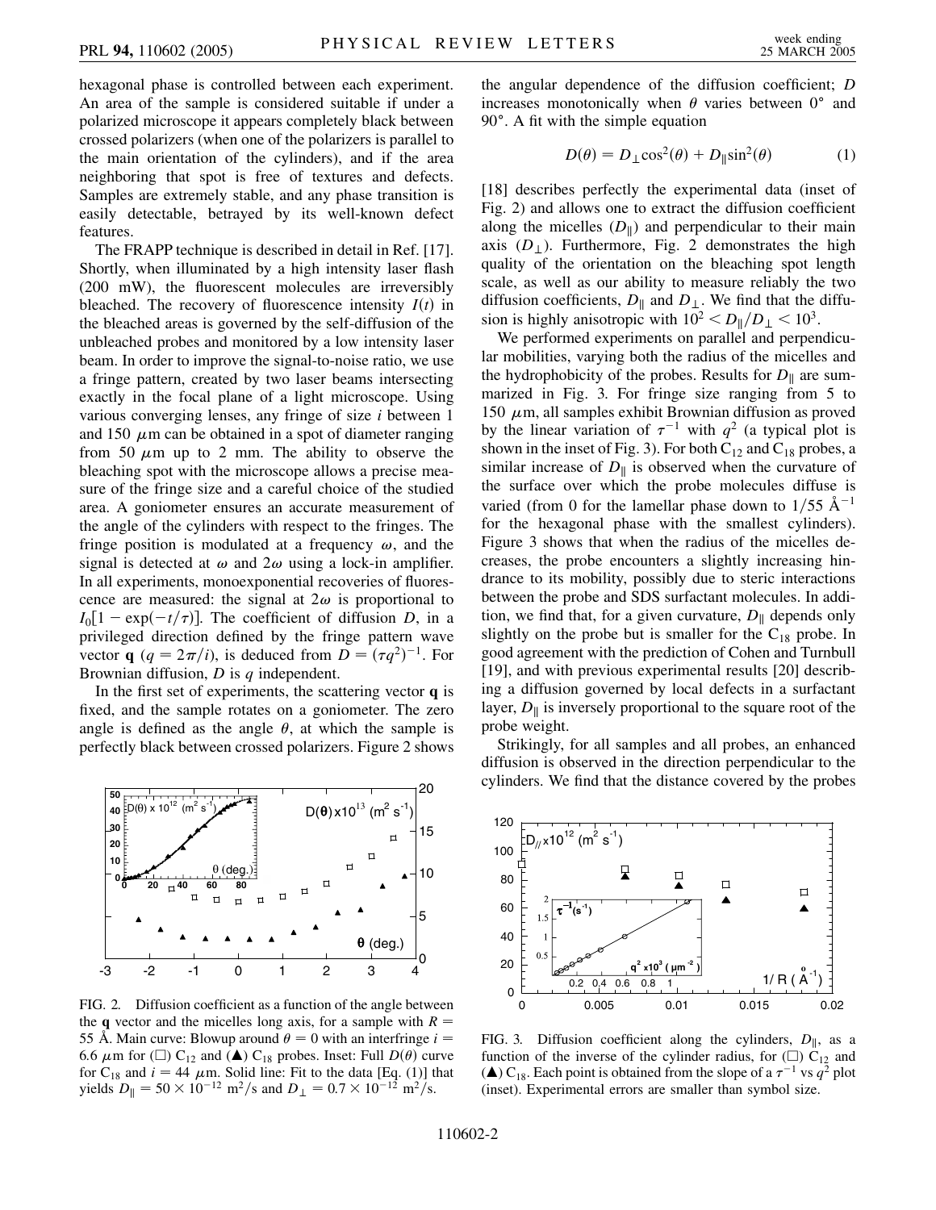hexagonal phase is controlled between each experiment. An area of the sample is considered suitable if under a polarized microscope it appears completely black between crossed polarizers (when one of the polarizers is parallel to the main orientation of the cylinders), and if the area neighboring that spot is free of textures and defects. Samples are extremely stable, and any phase transition is easily detectable, betrayed by its well-known defect features.

The FRAPP technique is described in detail in Ref. [17]. Shortly, when illuminated by a high intensity laser flash (200 mW), the fluorescent molecules are irreversibly bleached. The recovery of fluorescence intensity $I(t)$ in the bleached areas is governed by the self-diffusion of the unbleached probes and monitored by a low intensity laser beam. In order to improve the signal-to-noise ratio, we use a fringe pattern, created by two laser beams intersecting exactly in the focal plane of a light microscope. Using various converging lenses, any fringe of size $i$ between 1 and 150 $\mu$m can be obtained in a spot of diameter ranging from 50 $\mu$m up to 2 mm. The ability to observe the bleaching spot with the microscope allows a precise measure of the fringe size and a careful choice of the studied area. A goniometer ensures an accurate measurement of the angle of the cylinders with respect to the fringes. The fringe position is modulated at a frequency $\omega$, and the signal is detected at $\omega$ and $2\omega$ using a lock-in amplifier. In all experiments, monoexponential recoveries of fluorescence are measured: the signal at $2\omega$ is proportional to $I_0[1 - \exp(-t/\tau)]$. The coefficient of diffusion $D$, in a privileged direction defined by the fringe pattern wave vector $\mathbf{q}$ ($q = 2\pi/i$), is deduced from $D = (\tau q^2)^{-1}$. For Brownian diffusion, $D$ is $q$ independent.

In the first set of experiments, the scattering vector $\mathbf{q}$ is fixed, and the sample rotates on a goniometer. The zero angle is defined as the angle $\theta$, at which the sample is perfectly black between crossed polarizers. Figure 2 shows the angular dependence of the diffusion coefficient; $D$ increases monotonically when $\theta$ varies between 0° and 90°. A fit with the simple equation

$$D(\theta) = D_{\perp}\cos^2(\theta) + D_{\parallel}\sin^2(\theta) \tag{1}$$

[18] describes perfectly the experimental data (inset of Fig. 2) and allows one to extract the diffusion coefficient along the micelles ($D_{\parallel}$) and perpendicular to their main axis ($D_{\perp}$). Furthermore, Fig. 2 demonstrates the high quality of the orientation on the bleaching spot length scale, as well as our ability to measure reliably the two diffusion coefficients, $D_{\parallel}$ and $D_{\perp}$. We find that the diffusion is highly anisotropic with $10^2 < D_{\parallel}/D_{\perp} < 10^3$.

FIG. 2. Diffusion coefficient as a function of the angle between the $\mathbf{q}$ vector and the micelles long axis, for a sample with $R = 55$ Å. Main curve: Blowup around $\theta = 0$ with an interfringe $i = 6.6$ $\mu$m for (□) $C_{12}$ and (▲) $C_{18}$ probes. Inset: Full $D(\theta)$ curve for $C_{18}$ and $i = 44$ $\mu$m. Solid line: Fit to the data [Eq. (1)] that yields $D_{\parallel} = 50 \times 10^{-12}$ m$^2$/s and $D_{\perp} = 0.7 \times 10^{-12}$ m$^2$/s.

We performed experiments on parallel and perpendicular mobilities, varying both the radius of the micelles and the hydrophobicity of the probes. Results for $D_{\parallel}$ are summarized in Fig. 3. For fringe size ranging from 5 to 150 $\mu$m, all samples exhibit Brownian diffusion as proved by the linear variation of $\tau^{-1}$ with $q^2$ (a typical plot is shown in the inset of Fig. 3). For both $C_{12}$ and $C_{18}$ probes, a similar increase of $D_{\parallel}$ is observed when the curvature of the surface over which the probe molecules diffuse is varied (from 0 for the lamellar phase down to $1/55$ Å$^{-1}$ for the hexagonal phase with the smallest cylinders). Figure 3 shows that when the radius of the micelles decreases, the probe encounters a slightly increasing hindrance to its mobility, possibly due to steric interactions between the probe and SDS surfactant molecules. In addition, we find that, for a given curvature, $D_{\parallel}$ depends only slightly on the probe but is smaller for the $C_{18}$ probe. In good agreement with the prediction of Cohen and Turnbull [19], and with previous experimental results [20] describing a diffusion governed by local defects in a surfactant layer, $D_{\parallel}$ is inversely proportional to the square root of the probe weight.

Strikingly, for all samples and all probes, an enhanced diffusion is observed in the direction perpendicular to the cylinders. We find that the distance covered by the probes

FIG. 3. Diffusion coefficient along the cylinders, $D_{\parallel}$, as a function of the inverse of the cylinder radius, for (□) $C_{12}$ and (▲) $C_{18}$. Each point is obtained from the slope of a $\tau^{-1}$ vs $q^2$ plot (inset). Experimental errors are smaller than symbol size.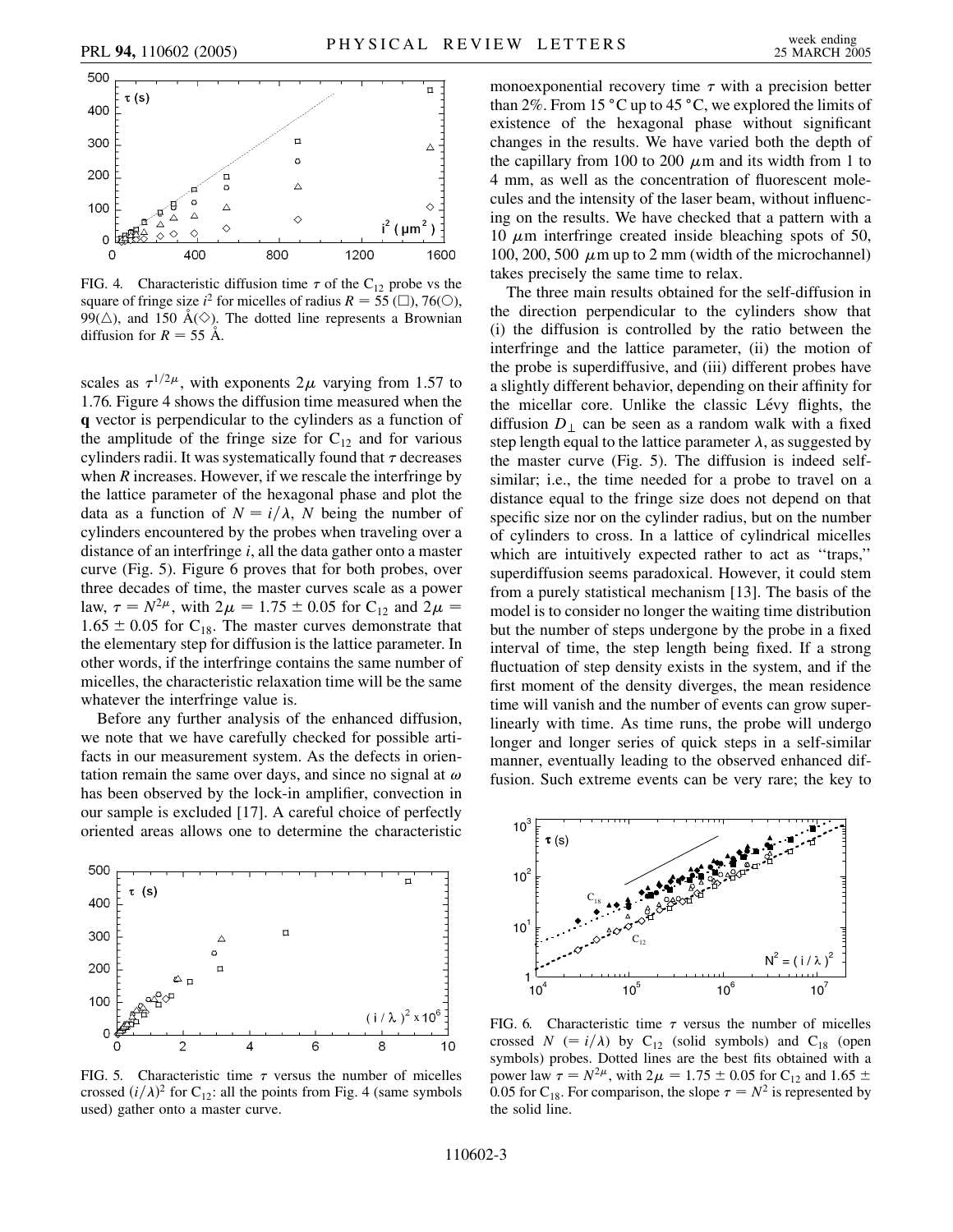FIG. 4. Characteristic diffusion time $\tau$ of the $C_{12}$ probe vs the square of fringe size $i^2$ for micelles of radius $R = 55$ (□), 76(○), 99(△), and 150 Å(◇). The dotted line represents a Brownian diffusion for $R = 55$ Å.

scales as $\tau^{1/2\mu}$, with exponents $2\mu$ varying from 1.57 to 1.76. Figure 4 shows the diffusion time measured when the **q** vector is perpendicular to the cylinders as a function of the amplitude of the fringe size for $C_{12}$ and for various cylinders radii. It was systematically found that $\tau$ decreases when $R$ increases. However, if we rescale the interfringe by the lattice parameter of the hexagonal phase and plot the data as a function of $N = i/\lambda$, $N$ being the number of cylinders encountered by the probes when traveling over a distance of an interfringe $i$, all the data gather onto a master curve (Fig. 5). Figure 6 proves that for both probes, over three decades of time, the master curves scale as a power law, $\tau = N^{2\mu}$, with $2\mu = 1.75 \pm 0.05$ for $C_{12}$ and $2\mu = 1.65 \pm 0.05$ for $C_{18}$. The master curves demonstrate that the elementary step for diffusion is the lattice parameter. In other words, if the interfringe contains the same number of micelles, the characteristic relaxation time will be the same whatever the interfringe value is.

Before any further analysis of the enhanced diffusion, we note that we have carefully checked for possible artifacts in our measurement system. As the defects in orientation remain the same over days, and since no signal at $\omega$ has been observed by the lock-in amplifier, convection in our sample is excluded [17]. A careful choice of perfectly oriented areas allows one to determine the characteristic monoexponential recovery time $\tau$ with a precision better than 2%. From 15 °C up to 45 °C, we explored the limits of existence of the hexagonal phase without significant changes in the results. We have varied both the depth of the capillary from 100 to 200 $\mu$m and its width from 1 to 4 mm, as well as the concentration of fluorescent molecules and the intensity of the laser beam, without influencing on the results. We have checked that a pattern with a 10 $\mu$m interfringe created inside bleaching spots of 50, 100, 200, 500 $\mu$m up to 2 mm (width of the microchannel) takes precisely the same time to relax.

The three main results obtained for the self-diffusion in the direction perpendicular to the cylinders show that (i) the diffusion is controlled by the ratio between the interfringe and the lattice parameter, (ii) the motion of the probe is superdiffusive, and (iii) different probes have a slightly different behavior, depending on their affinity for the micellar core. Unlike the classic Lévy flights, the diffusion $D_{\perp}$ can be seen as a random walk with a fixed step length equal to the lattice parameter $\lambda$, as suggested by the master curve (Fig. 5). The diffusion is indeed self-similar; i.e., the time needed for a probe to travel on a distance equal to the fringe size does not depend on that specific size nor on the cylinder radius, but on the number of cylinders to cross. In a lattice of cylindrical micelles which are intuitively expected rather to act as "traps," superdiffusion seems paradoxical. However, it could stem from a purely statistical mechanism [13]. The basis of the model is to consider no longer the waiting time distribution but the number of steps undergone by the probe in a fixed interval of time, the step length being fixed. If a strong fluctuation of step density exists in the system, and if the first moment of the density diverges, the mean residence time will vanish and the number of events can grow superlinearly with time. As time runs, the probe will undergo longer and longer series of quick steps in a self-similar manner, eventually leading to the observed enhanced diffusion. Such extreme events can be very rare; the key to

FIG. 5. Characteristic time $\tau$ versus the number of micelles crossed $(i/\lambda)^2$ for $C_{12}$: all the points from Fig. 4 (same symbols used) gather onto a master curve.

FIG. 6. Characteristic time $\tau$ versus the number of micelles crossed $N$ $(= i/\lambda)$ by $C_{12}$ (solid symbols) and $C_{18}$ (open symbols) probes. Dotted lines are the best fits obtained with a power law $\tau = N^{2\mu}$, with $2\mu = 1.75 \pm 0.05$ for $C_{12}$ and $1.65 \pm 0.05$ for $C_{18}$. For comparison, the slope $\tau = N^2$ is represented by the solid line.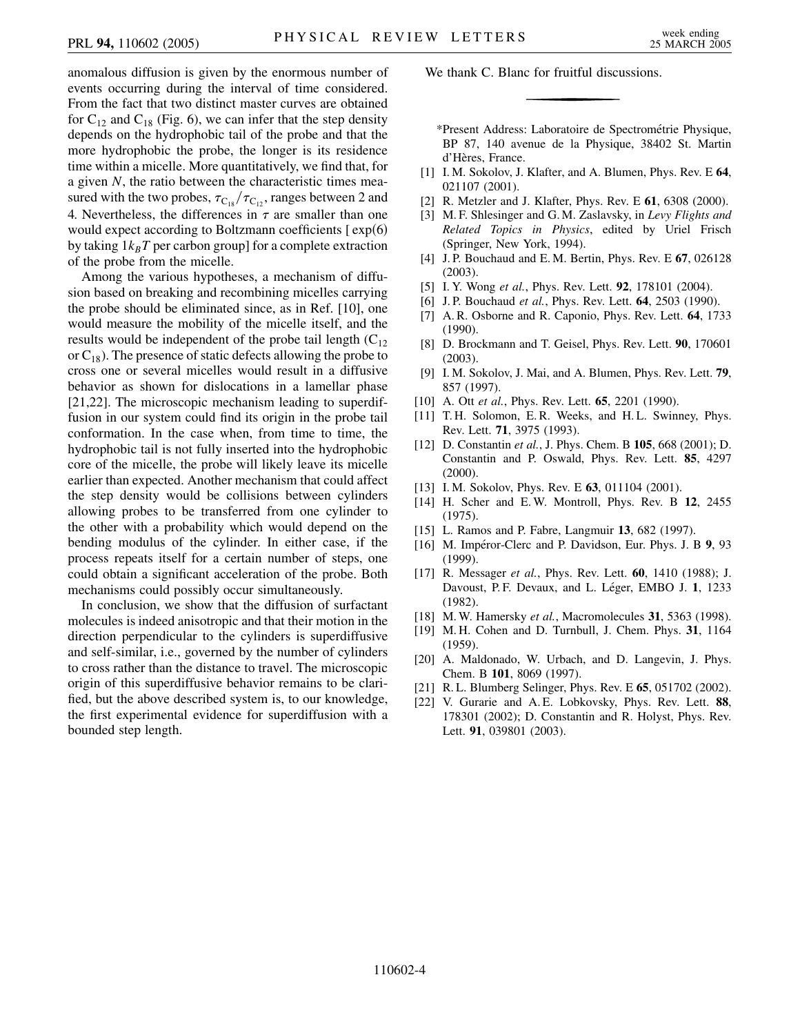anomalous diffusion is given by the enormous number of events occurring during the interval of time considered. From the fact that two distinct master curves are obtained for $C_{12}$ and $C_{18}$ (Fig. 6), we can infer that the step density depends on the hydrophobic tail of the probe and that the more hydrophobic the probe, the longer is its residence time within a micelle. More quantitatively, we find that, for a given $N$, the ratio between the characteristic times measured with the two probes, $\tau_{C_{18}}/\tau_{C_{12}}$, ranges between 2 and 4. Nevertheless, the differences in $\tau$ are smaller than one would expect according to Boltzmann coefficients [ $\exp(6)$ by taking $1k_BT$ per carbon group] for a complete extraction of the probe from the micelle.

Among the various hypotheses, a mechanism of diffusion based on breaking and recombining micelles carrying the probe should be eliminated since, as in Ref. [10], one would measure the mobility of the micelle itself, and the results would be independent of the probe tail length ($C_{12}$ or $C_{18}$). The presence of static defects allowing the probe to cross one or several micelles would result in a diffusive behavior as shown for dislocations in a lamellar phase [21,22]. The microscopic mechanism leading to superdiffusion in our system could find its origin in the probe tail conformation. In the case when, from time to time, the hydrophobic tail is not fully inserted into the hydrophobic core of the micelle, the probe will likely leave its micelle earlier than expected. Another mechanism that could affect the step density would be collisions between cylinders allowing probes to be transferred from one cylinder to the other with a probability which would depend on the bending modulus of the cylinder. In either case, if the process repeats itself for a certain number of steps, one could obtain a significant acceleration of the probe. Both mechanisms could possibly occur simultaneously.

In conclusion, we show that the diffusion of surfactant molecules is indeed anisotropic and that their motion in the direction perpendicular to the cylinders is superdiffusive and self-similar, i.e., governed by the number of cylinders to cross rather than the distance to travel. The microscopic origin of this superdiffusive behavior remains to be clarified, but the above described system is, to our knowledge, the first experimental evidence for superdiffusion with a bounded step length.

We thank C. Blanc for fruitful discussions.

---

*Present Address: Laboratoire de Spectrométrie Physique, BP 87, 140 avenue de la Physique, 38402 St. Martin d'Hères, France.

[1] I. M. Sokolov, J. Klafter, and A. Blumen, Phys. Rev. E **64**, 021107 (2001).
[2] R. Metzler and J. Klafter, Phys. Rev. E **61**, 6308 (2000).
[3] M. F. Shlesinger and G. M. Zaslavsky, in *Levy Flights and Related Topics in Physics*, edited by Uriel Frisch (Springer, New York, 1994).
[4] J. P. Bouchaud and E. M. Bertin, Phys. Rev. E **67**, 026128 (2003).
[5] I. Y. Wong *et al.*, Phys. Rev. Lett. **92**, 178101 (2004).
[6] J. P. Bouchaud *et al.*, Phys. Rev. Lett. **64**, 2503 (1990).
[7] A. R. Osborne and R. Caponio, Phys. Rev. Lett. **64**, 1733 (1990).
[8] D. Brockmann and T. Geisel, Phys. Rev. Lett. **90**, 170601 (2003).
[9] I. M. Sokolov, J. Mai, and A. Blumen, Phys. Rev. Lett. **79**, 857 (1997).
[10] A. Ott *et al.*, Phys. Rev. Lett. **65**, 2201 (1990).
[11] T. H. Solomon, E. R. Weeks, and H. L. Swinney, Phys. Rev. Lett. **71**, 3975 (1993).
[12] D. Constantin *et al.*, J. Phys. Chem. B **105**, 668 (2001); D. Constantin and P. Oswald, Phys. Rev. Lett. **85**, 4297 (2000).
[13] I. M. Sokolov, Phys. Rev. E **63**, 011104 (2001).
[14] H. Scher and E. W. Montroll, Phys. Rev. B **12**, 2455 (1975).
[15] L. Ramos and P. Fabre, Langmuir **13**, 682 (1997).
[16] M. Impéror-Clerc and P. Davidson, Eur. Phys. J. B **9**, 93 (1999).
[17] R. Messager *et al.*, Phys. Rev. Lett. **60**, 1410 (1988); J. Davoust, P. F. Devaux, and L. Léger, EMBO J. **1**, 1233 (1982).
[18] M. W. Hamersky *et al.*, Macromolecules **31**, 5363 (1998).
[19] M. H. Cohen and D. Turnbull, J. Chem. Phys. **31**, 1164 (1959).
[20] A. Maldonado, W. Urbach, and D. Langevin, J. Phys. Chem. B **101**, 8069 (1997).
[21] R. L. Blumberg Selinger, Phys. Rev. E **65**, 051702 (2002).
[22] V. Gurarie and A. E. Lobkovsky, Phys. Rev. Lett. **88**, 178301 (2002); D. Constantin and R. Holyst, Phys. Rev. Lett. **91**, 039801 (2003).